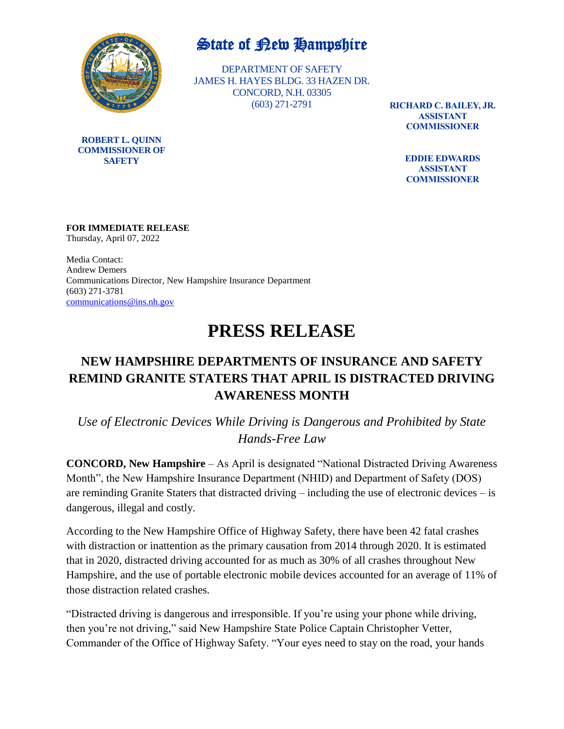# State of New Hampshire

DEPARTMENT OF SAFETY
JAMES H. HAYES BLDG. 33 HAZEN DR.
CONCORD, N.H. 03305
(603) 271-2791

**ROBERT L. QUINN**
**COMMISSIONER OF SAFETY**

**RICHARD C. BAILEY, JR.**
**ASSISTANT COMMISSIONER**

**EDDIE EDWARDS**
**ASSISTANT COMMISSIONER**

**FOR IMMEDIATE RELEASE**
Thursday, April 07, 2022

Media Contact:
Andrew Demers
Communications Director, New Hampshire Insurance Department
(603) 271-3781
communications@ins.nh.gov

# PRESS RELEASE

## NEW HAMPSHIRE DEPARTMENTS OF INSURANCE AND SAFETY REMIND GRANITE STATERS THAT APRIL IS DISTRACTED DRIVING AWARENESS MONTH

*Use of Electronic Devices While Driving is Dangerous and Prohibited by State Hands-Free Law*

**CONCORD, New Hampshire** – As April is designated "National Distracted Driving Awareness Month", the New Hampshire Insurance Department (NHID) and Department of Safety (DOS) are reminding Granite Staters that distracted driving – including the use of electronic devices – is dangerous, illegal and costly.

According to the New Hampshire Office of Highway Safety, there have been 42 fatal crashes with distraction or inattention as the primary causation from 2014 through 2020. It is estimated that in 2020, distracted driving accounted for as much as 30% of all crashes throughout New Hampshire, and the use of portable electronic mobile devices accounted for an average of 11% of those distraction related crashes.

"Distracted driving is dangerous and irresponsible. If you're using your phone while driving, then you're not driving," said New Hampshire State Police Captain Christopher Vetter, Commander of the Office of Highway Safety. "Your eyes need to stay on the road, your hands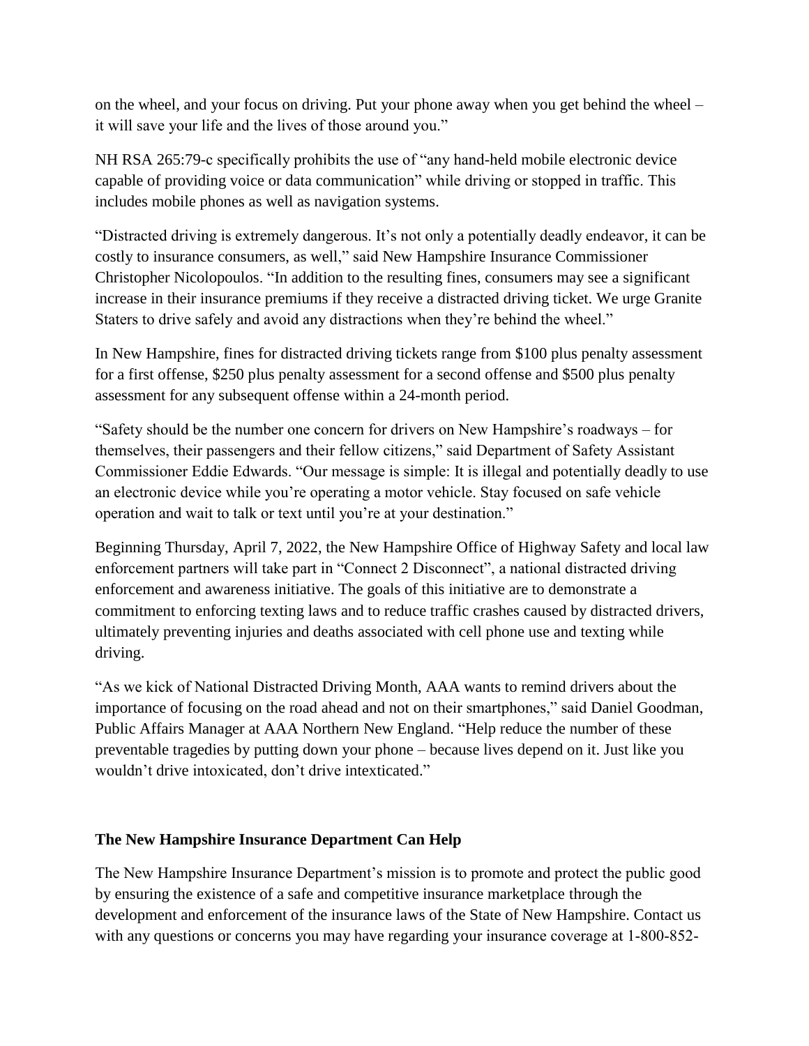on the wheel, and your focus on driving. Put your phone away when you get behind the wheel – it will save your life and the lives of those around you."

NH RSA 265:79-c specifically prohibits the use of "any hand-held mobile electronic device capable of providing voice or data communication" while driving or stopped in traffic. This includes mobile phones as well as navigation systems.

"Distracted driving is extremely dangerous. It's not only a potentially deadly endeavor, it can be costly to insurance consumers, as well," said New Hampshire Insurance Commissioner Christopher Nicolopoulos. "In addition to the resulting fines, consumers may see a significant increase in their insurance premiums if they receive a distracted driving ticket. We urge Granite Staters to drive safely and avoid any distractions when they're behind the wheel."

In New Hampshire, fines for distracted driving tickets range from $100 plus penalty assessment for a first offense, $250 plus penalty assessment for a second offense and $500 plus penalty assessment for any subsequent offense within a 24-month period.

"Safety should be the number one concern for drivers on New Hampshire's roadways – for themselves, their passengers and their fellow citizens," said Department of Safety Assistant Commissioner Eddie Edwards. "Our message is simple: It is illegal and potentially deadly to use an electronic device while you're operating a motor vehicle. Stay focused on safe vehicle operation and wait to talk or text until you're at your destination."

Beginning Thursday, April 7, 2022, the New Hampshire Office of Highway Safety and local law enforcement partners will take part in "Connect 2 Disconnect", a national distracted driving enforcement and awareness initiative. The goals of this initiative are to demonstrate a commitment to enforcing texting laws and to reduce traffic crashes caused by distracted drivers, ultimately preventing injuries and deaths associated with cell phone use and texting while driving.

"As we kick of National Distracted Driving Month, AAA wants to remind drivers about the importance of focusing on the road ahead and not on their smartphones," said Daniel Goodman, Public Affairs Manager at AAA Northern New England. "Help reduce the number of these preventable tragedies by putting down your phone – because lives depend on it. Just like you wouldn't drive intoxicated, don't drive intexticated."

**The New Hampshire Insurance Department Can Help**

The New Hampshire Insurance Department's mission is to promote and protect the public good by ensuring the existence of a safe and competitive insurance marketplace through the development and enforcement of the insurance laws of the State of New Hampshire. Contact us with any questions or concerns you may have regarding your insurance coverage at 1-800-852-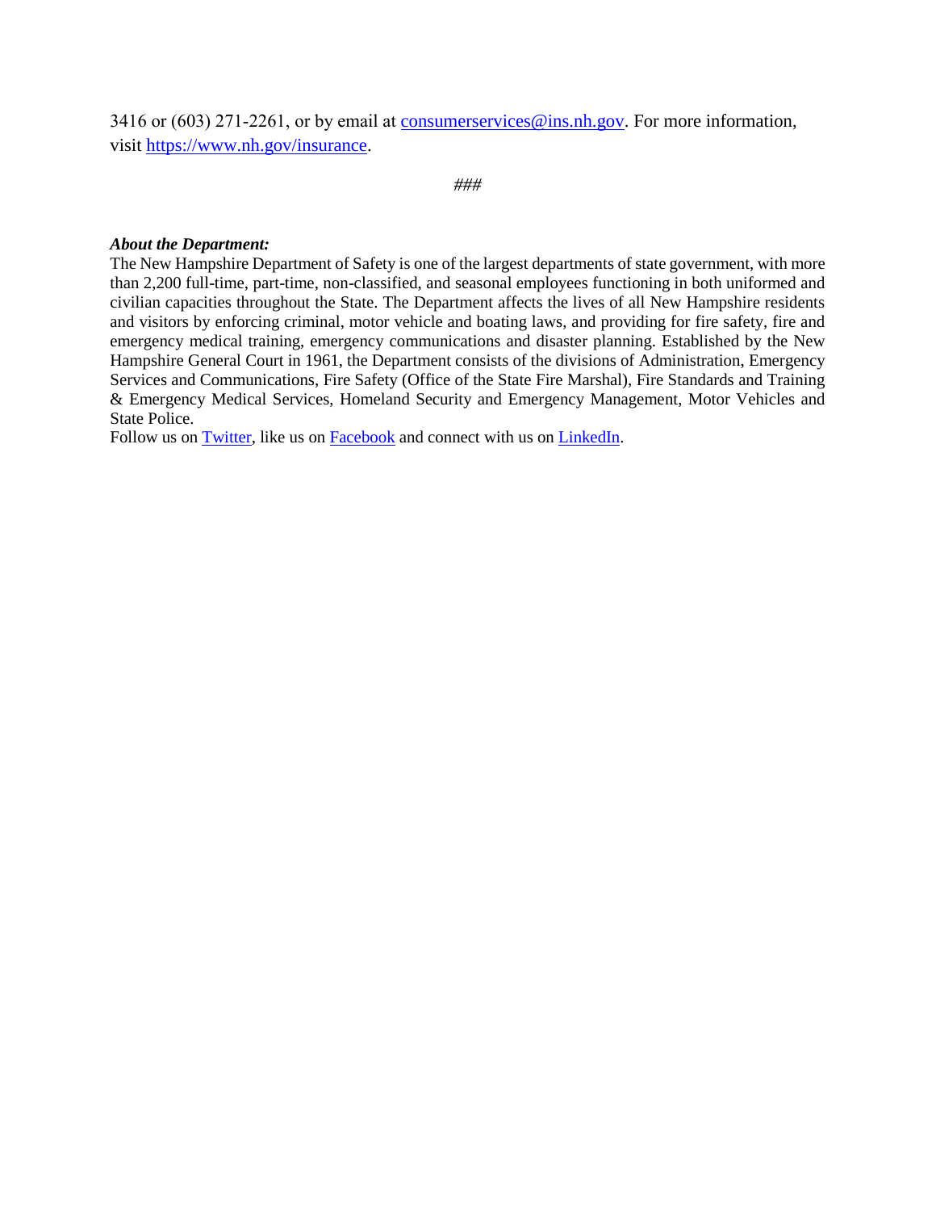3416 or (603) 271-2261, or by email at consumerservices@ins.nh.gov. For more information, visit https://www.nh.gov/insurance.

###

***About the Department:***

The New Hampshire Department of Safety is one of the largest departments of state government, with more than 2,200 full-time, part-time, non-classified, and seasonal employees functioning in both uniformed and civilian capacities throughout the State. The Department affects the lives of all New Hampshire residents and visitors by enforcing criminal, motor vehicle and boating laws, and providing for fire safety, fire and emergency medical training, emergency communications and disaster planning. Established by the New Hampshire General Court in 1961, the Department consists of the divisions of Administration, Emergency Services and Communications, Fire Safety (Office of the State Fire Marshal), Fire Standards and Training & Emergency Medical Services, Homeland Security and Emergency Management, Motor Vehicles and State Police.

Follow us on Twitter, like us on Facebook and connect with us on LinkedIn.